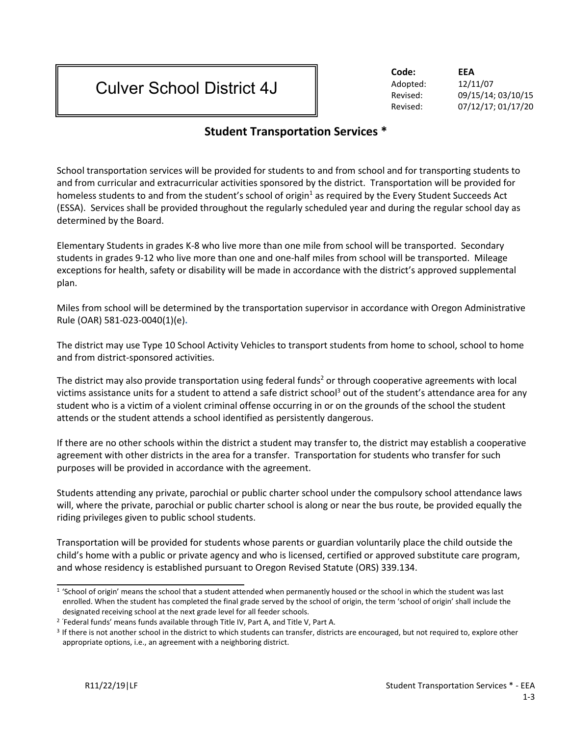# Culver School District 4J

| **Code:** | **EEA** |
| --- | --- |
| Adopted: | 12/11/07 |
| Revised: | 09/15/14; 03/10/15 |
| Revised: | 07/12/17; 01/17/20 |

## Student Transportation Services *

School transportation services will be provided for students to and from school and for transporting students to and from curricular and extracurricular activities sponsored by the district. Transportation will be provided for homeless students to and from the student's school of origin[1] as required by the Every Student Succeeds Act (ESSA). Services shall be provided throughout the regularly scheduled year and during the regular school day as determined by the Board.

Elementary Students in grades K-8 who live more than one mile from school will be transported. Secondary students in grades 9-12 who live more than one and one-half miles from school will be transported. Mileage exceptions for health, safety or disability will be made in accordance with the district's approved supplemental plan.

Miles from school will be determined by the transportation supervisor in accordance with Oregon Administrative Rule (OAR) 581-023-0040(1)(e).

The district may use Type 10 School Activity Vehicles to transport students from home to school, school to home and from district-sponsored activities.

The district may also provide transportation using federal funds[2] or through cooperative agreements with local victims assistance units for a student to attend a safe district school[3] out of the student's attendance area for any student who is a victim of a violent criminal offense occurring in or on the grounds of the school the student attends or the student attends a school identified as persistently dangerous.

If there are no other schools within the district a student may transfer to, the district may establish a cooperative agreement with other districts in the area for a transfer. Transportation for students who transfer for such purposes will be provided in accordance with the agreement.

Students attending any private, parochial or public charter school under the compulsory school attendance laws will, where the private, parochial or public charter school is along or near the bus route, be provided equally the riding privileges given to public school students.

Transportation will be provided for students whose parents or guardian voluntarily place the child outside the child's home with a public or private agency and who is licensed, certified or approved substitute care program, and whose residency is established pursuant to Oregon Revised Statute (ORS) 339.134.

---

[1] 'School of origin' means the school that a student attended when permanently housed or the school in which the student was last enrolled. When the student has completed the final grade served by the school of origin, the term 'school of origin' shall include the designated receiving school at the next grade level for all feeder schools.

[2] 'Federal funds' means funds available through Title IV, Part A, and Title V, Part A.

[3] If there is not another school in the district to which students can transfer, districts are encouraged, but not required to, explore other appropriate options, i.e., an agreement with a neighboring district.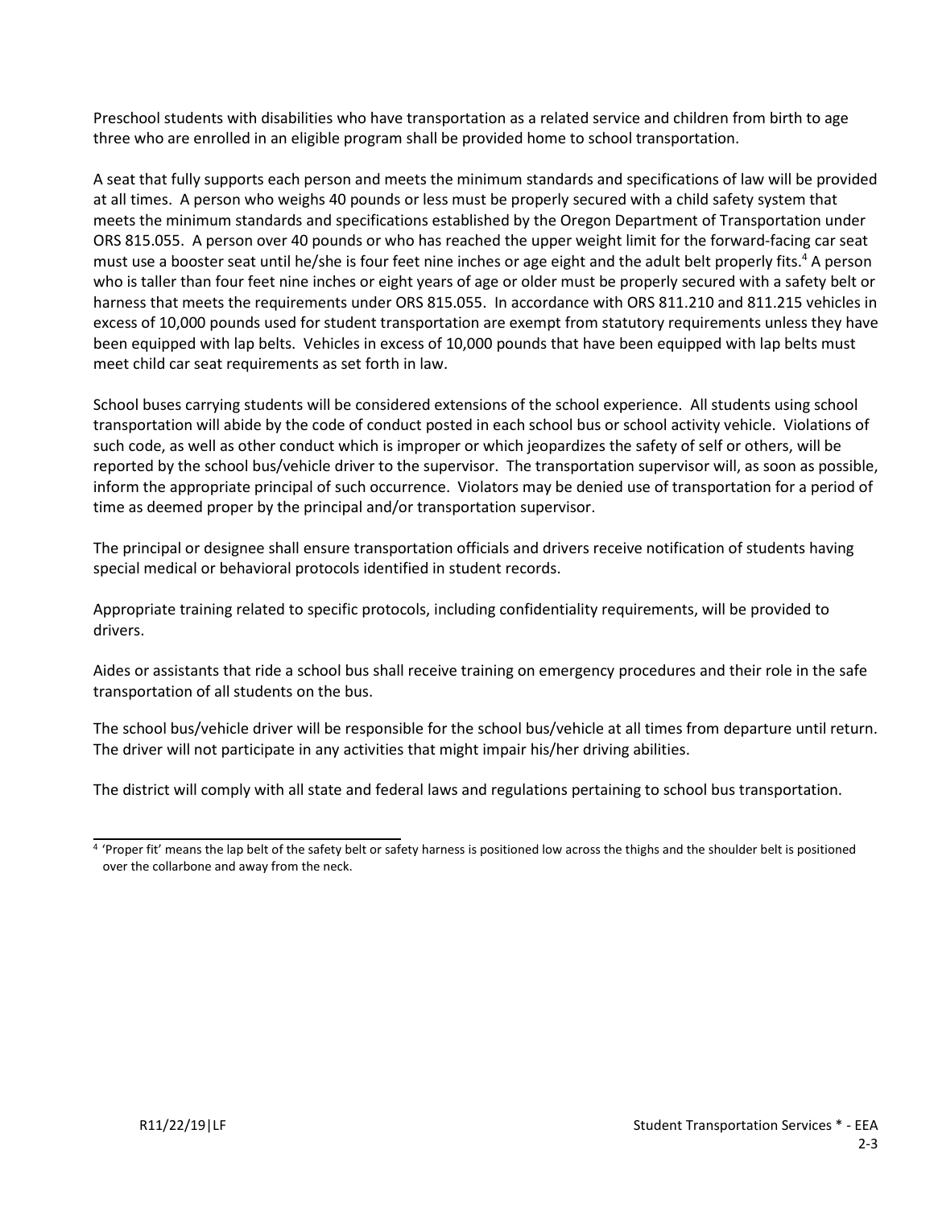Preschool students with disabilities who have transportation as a related service and children from birth to age three who are enrolled in an eligible program shall be provided home to school transportation.

A seat that fully supports each person and meets the minimum standards and specifications of law will be provided at all times. A person who weighs 40 pounds or less must be properly secured with a child safety system that meets the minimum standards and specifications established by the Oregon Department of Transportation under ORS 815.055. A person over 40 pounds or who has reached the upper weight limit for the forward-facing car seat must use a booster seat until he/she is four feet nine inches or age eight and the adult belt properly fits.[4] A person who is taller than four feet nine inches or eight years of age or older must be properly secured with a safety belt or harness that meets the requirements under ORS 815.055. In accordance with ORS 811.210 and 811.215 vehicles in excess of 10,000 pounds used for student transportation are exempt from statutory requirements unless they have been equipped with lap belts. Vehicles in excess of 10,000 pounds that have been equipped with lap belts must meet child car seat requirements as set forth in law.

School buses carrying students will be considered extensions of the school experience. All students using school transportation will abide by the code of conduct posted in each school bus or school activity vehicle. Violations of such code, as well as other conduct which is improper or which jeopardizes the safety of self or others, will be reported by the school bus/vehicle driver to the supervisor. The transportation supervisor will, as soon as possible, inform the appropriate principal of such occurrence. Violators may be denied use of transportation for a period of time as deemed proper by the principal and/or transportation supervisor.

The principal or designee shall ensure transportation officials and drivers receive notification of students having special medical or behavioral protocols identified in student records.

Appropriate training related to specific protocols, including confidentiality requirements, will be provided to drivers.

Aides or assistants that ride a school bus shall receive training on emergency procedures and their role in the safe transportation of all students on the bus.

The school bus/vehicle driver will be responsible for the school bus/vehicle at all times from departure until return. The driver will not participate in any activities that might impair his/her driving abilities.

The district will comply with all state and federal laws and regulations pertaining to school bus transportation.

---

[4] 'Proper fit' means the lap belt of the safety belt or safety harness is positioned low across the thighs and the shoulder belt is positioned over the collarbone and away from the neck.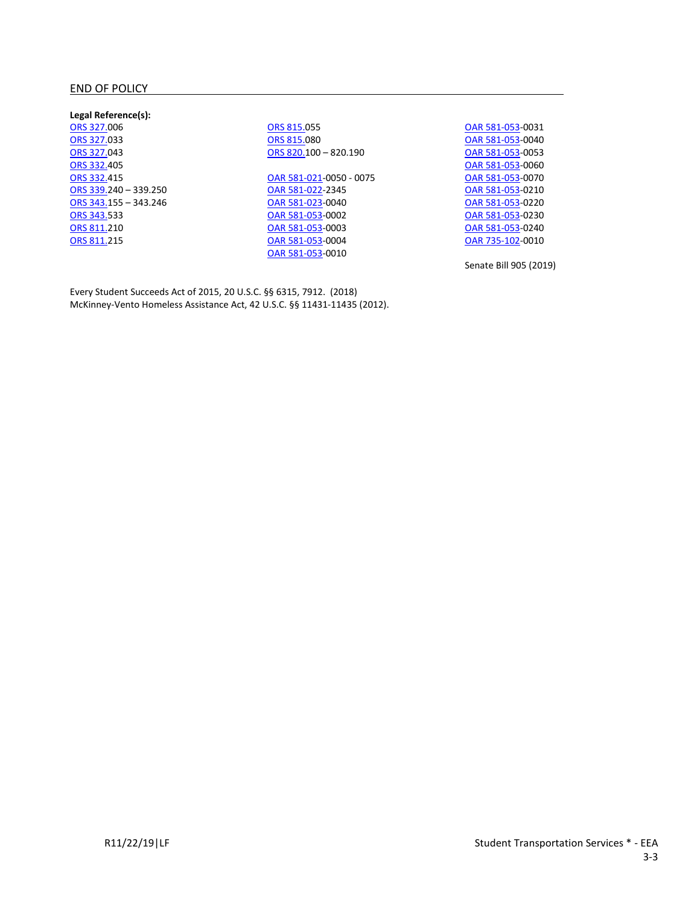END OF POLICY

**Legal Reference(s):**

ORS 327.006
ORS 327.033
ORS 327.043
ORS 332.405
ORS 332.415
ORS 339.240 – 339.250
ORS 343.155 – 343.246
ORS 343.533
ORS 811.210
ORS 811.215

ORS 815.055
ORS 815.080
ORS 820.100 – 820.190

OAR 581-021-0050 - 0075
OAR 581-022-2345
OAR 581-023-0040
OAR 581-053-0002
OAR 581-053-0003
OAR 581-053-0004
OAR 581-053-0010

OAR 581-053-0031
OAR 581-053-0040
OAR 581-053-0053
OAR 581-053-0060
OAR 581-053-0070
OAR 581-053-0210
OAR 581-053-0220
OAR 581-053-0230
OAR 581-053-0240
OAR 735-102-0010

Senate Bill 905 (2019)

Every Student Succeeds Act of 2015, 20 U.S.C. §§ 6315, 7912. (2018)
McKinney-Vento Homeless Assistance Act, 42 U.S.C. §§ 11431-11435 (2012).